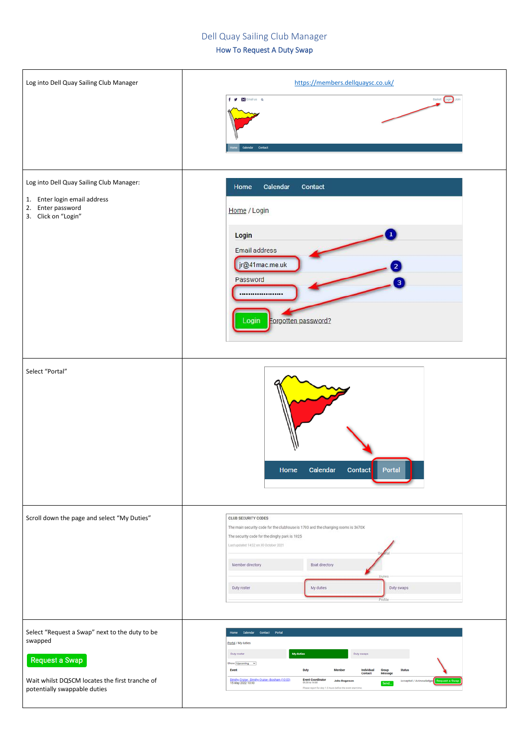# Dell Quay Sailing Club Manager

## How To Request A Duty Swap

| | |
|---|---|
| Log into Dell Quay Sailing Club Manager | https://members.dellquaysc.co.uk/ |
| Log into Dell Quay Sailing Club Manager:<br><br>1. Enter login email address<br>2. Enter password<br>3. Click on "Login" | |
| Select "Portal" | |
| Scroll down the page and select "My Duties" | |
| Select "Request a Swap" next to the duty to be swapped<br><br>Request a Swap<br><br>Wait whilst DQSCM locates the first tranche of potentially swappable duties | |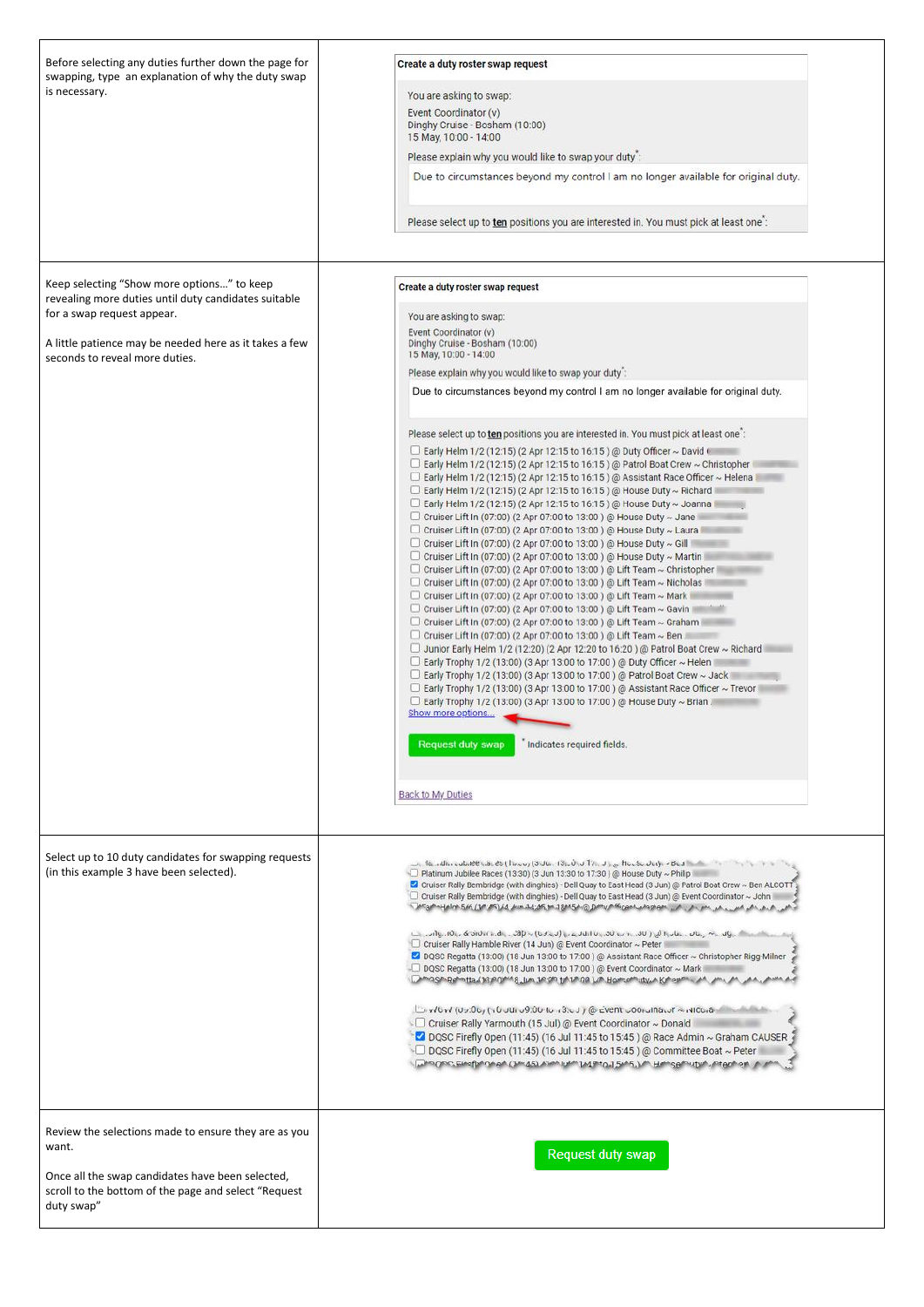| | |
|---|---|
| Before selecting any duties further down the page for swapping, type an explanation of why the duty swap is necessary. | **Create a duty roster swap request**<br><br>You are asking to swap:<br>Event Coordinator (v)<br>Dinghy Cruise - Bosham (10:00)<br>15 May, 10:00 - 14:00<br><br>Please explain why you would like to swap your duty*:<br>Due to circumstances beyond my control I am no longer available for original duty.<br><br>Please select up to **ten** positions you are interested in. You must pick at least one*: |
| Keep selecting "Show more options…" to keep revealing more duties until duty candidates suitable for a swap request appear.<br><br>A little patience may be needed here as it takes a few seconds to reveal more duties. | **Create a duty roster swap request**<br><br>You are asking to swap:<br>Event Coordinator (v)<br>Dinghy Cruise - Bosham (10:00)<br>15 May, 10:00 - 14:00<br><br>Please explain why you would like to swap your duty*:<br>Due to circumstances beyond my control I am no longer available for original duty.<br><br>Please select up to **ten** positions you are interested in. You must pick at least one*:<br>☐ Early Helm 1/2 (12:15) (2 Apr 12:15 to 16:15 ) @ Duty Officer ~ David<br>☐ Early Helm 1/2 (12:15) (2 Apr 12:15 to 16:15 ) @ Patrol Boat Crew ~ Christopher<br>☐ Early Helm 1/2 (12:15) (2 Apr 12:15 to 16:15 ) @ Assistant Race Officer ~ Helena<br>☐ Early Helm 1/2 (12:15) (2 Apr 12:15 to 16:15 ) @ House Duty ~ Richard<br>☐ Early Helm 1/2 (12:15) (2 Apr 12:15 to 16:15 ) @ House Duty ~ Joanna<br>☐ Cruiser Lift In (07:00) (2 Apr 07:00 to 13:00 ) @ House Duty ~ Jane<br>☐ Cruiser Lift In (07:00) (2 Apr 07:00 to 13:00 ) @ House Duty ~ Laura<br>☐ Cruiser Lift In (07:00) (2 Apr 07:00 to 13:00 ) @ House Duty ~ Gill<br>☐ Cruiser Lift In (07:00) (2 Apr 07:00 to 13:00 ) @ House Duty ~ Martin<br>☐ Cruiser Lift In (07:00) (2 Apr 07:00 to 13:00 ) @ Lift Team ~ Christopher<br>☐ Cruiser Lift In (07:00) (2 Apr 07:00 to 13:00 ) @ Lift Team ~ Nicholas<br>☐ Cruiser Lift In (07:00) (2 Apr 07:00 to 13:00 ) @ Lift Team ~ Mark<br>☐ Cruiser Lift In (07:00) (2 Apr 07:00 to 13:00 ) @ Lift Team ~ Gavin<br>☐ Cruiser Lift In (07:00) (2 Apr 07:00 to 13:00 ) @ Lift Team ~ Graham<br>☐ Cruiser Lift In (07:00) (2 Apr 07:00 to 13:00 ) @ Lift Team ~ Ben<br>☐ Junior Early Helm 1/2 (12:20) (2 Apr 12:20 to 16:20 ) @ Patrol Boat Crew ~ Richard<br>☐ Early Trophy 1/2 (13:00) (3 Apr 13:00 to 17:00 ) @ Duty Officer ~ Helen<br>☐ Early Trophy 1/2 (13:00) (3 Apr 13:00 to 17:00 ) @ Patrol Boat Crew ~ Jack<br>☐ Early Trophy 1/2 (13:00) (3 Apr 13:00 to 17:00 ) @ Assistant Race Officer ~ Trevor<br>☐ Early Trophy 1/2 (13:00) (3 Apr 13:00 to 17:00 ) @ House Duty ~ Brian<br>Show more options…<br><br>Request duty swap   * Indicates required fields.<br><br>Back to My Duties |
| Select up to 10 duty candidates for swapping requests (in this example 3 have been selected). | ☐ Platinum Jubilee Races (13:30) (3 Jun 13:30 to 17:30 ) @ House Duty ~ Philip<br>☑ Cruiser Rally Bembridge (with dinghies) - Dell Quay to East Head (3 Jun) @ Patrol Boat Crew ~ Ben ALCOTT<br>☐ Cruiser Rally Bembridge (with dinghies) - Dell Quay to East Head (3 Jun) @ Event Coordinator ~ John<br><br>☐ Cruiser Rally Hamble River (14 Jun) @ Event Coordinator ~ Peter<br>☑ DQSC Regatta (13:00) (18 Jun 13:00 to 17:00 ) @ Assistant Race Officer ~ Christopher Rigg Milner<br>☐ DQSC Regatta (13:00) (18 Jun 13:00 to 17:00 ) @ Event Coordinator ~ Mark<br><br>☐ Cruiser Rally Yarmouth (15 Jul) @ Event Coordinator ~ Donald<br>☑ DQSC Firefly Open (11:45) (16 Jul 11:45 to 15:45 ) @ Race Admin ~ Graham CAUSER<br>☐ DQSC Firefly Open (11:45) (16 Jul 11:45 to 15:45 ) @ Committee Boat ~ Peter |
| Review the selections made to ensure they are as you want.<br><br>Once all the swap candidates have been selected, scroll to the bottom of the page and select "Request duty swap" | Request duty swap |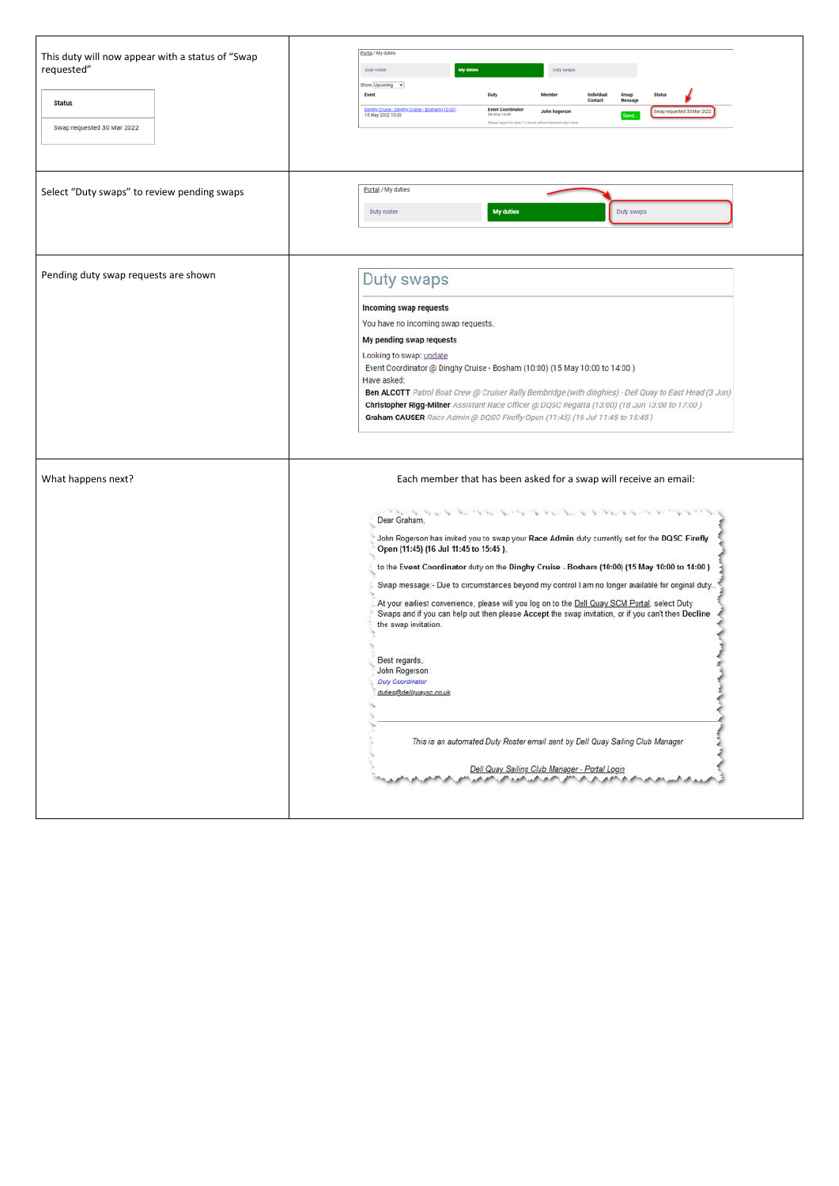| | |
|---|---|
| This duty will now appear with a status of "Swap requested"<br><br>**Status**<br>Swap requested 30 Mar 2022 | Portal / My duties<br>Duty roster \| My duties \| Duty swaps<br>Show Upcoming<br>Event \| Duty \| Member \| Individual Contact \| Group Message \| Status<br>Dinghy Cruise - Dinghy Cruise - Bosham (10:00) 15 May 2022 10:00 \| Event Coordinator 08:30 to 14:00 \| John Rogerson \| \| Send... \| Swap requested 30 Mar 2022<br>Please report for duty 1.5 hours before the event start time |
| Select "Duty swaps" to review pending swaps | Portal / My duties<br>Duty roster \| My duties \| Duty swaps |
| Pending duty swap requests are shown | **Duty swaps**<br><br>**Incoming swap requests**<br>You have no incoming swap requests.<br>**My pending swap requests**<br>Looking to swap: update<br>Event Coordinator @ Dinghy Cruise - Bosham (10:00) (15 May 10:00 to 14:00 )<br>Have asked:<br>**Ben ALCOTT** *Patrol Boat Crew @ Cruiser Rally Bembridge (with dinghies) - Dell Quay to East Head (3 Jun)*<br>**Christopher Rigg-Milner** *Assistant Race Officer @ DQSC Regatta (13:00) (18 Jun 13:00 to 17:00 )*<br>**Graham CAUSER** *Race Admin @ DQSC Firefly Open (11:45) (16 Jul 11:45 to 15:45 )* |
| What happens next? | Each member that has been asked for a swap will receive an email:<br><br>Dear Graham,<br>John Rogerson has invited you to swap your **Race Admin** duty currently set for the **DQSC Firefly Open (11:45) (16 Jul 11:45 to 15:45 )**,<br>to the **Event Coordinator** duty on the **Dinghy Cruise - Bosham (10:00) (15 May 10:00 to 14:00 )**<br>Swap message:- Due to circumstances beyond my control I am no longer available for original duty.<br>At your earliest convenience, please will you log on to the Dell Quay SCM Portal, select Duty Swaps and if you can help out then please **Accept** the swap invitation, or if you can't then **Decline** the swap invitation.<br><br>Best regards,<br>John Rogerson<br>*Duty Coordinator*<br>*duties@dellquaysc.co.uk*<br><br>*This is an automated Duty Roster email sent by Dell Quay Sailing Club Manager*<br>*Dell Quay Sailing Club Manager - Portal Login* |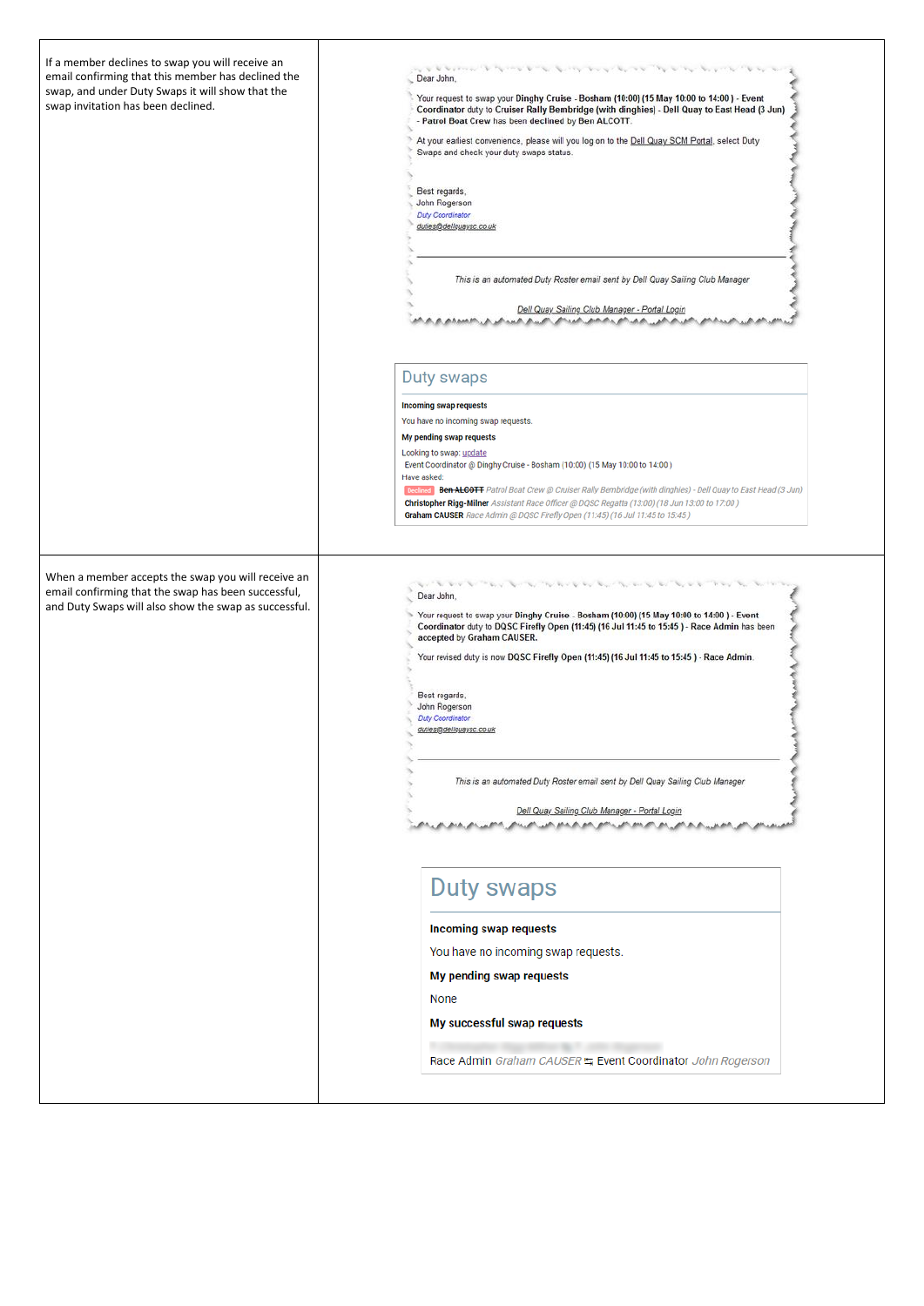| | |
|---|---|
| If a member declines to swap you will receive an email confirming that this member has declined the swap, and under Duty Swaps it will show that the swap invitation has been declined. | Dear John,<br><br>Your request to swap your **Dinghy Cruise - Bosham (10:00) (15 May 10:00 to 14:00 ) - Event Coordinator** duty to **Cruiser Rally Bembridge (with dinghies) - Dell Quay to East Head (3 Jun) - Patrol Boat Crew** has been **declined** by **Ben ALCOTT**.<br><br>At your earliest convenience, please will you log on to the Dell Quay SCM Portal, select Duty Swaps and check your duty swaps status.<br><br>Best regards,<br>John Rogerson<br>*Duty Coordinator*<br>duties@dellquaysc.co.uk<br><br>*This is an automated Duty Roster email sent by Dell Quay Sailing Club Manager*<br><br>Dell Quay Sailing Club Manager - Portal Login<br><br>**Duty swaps**<br><br>**Incoming swap requests**<br>You have no incoming swap requests.<br>**My pending swap requests**<br>Looking to swap: update<br>Event Coordinator @ Dinghy Cruise - Bosham (10:00) (15 May 10:00 to 14:00 )<br>Have asked:<br>Declined **Ben ~~ALCOTT~~** *Patrol Boat Crew @ Cruiser Rally Bembridge (with dinghies) - Dell Quay to East Head (3 Jun)*<br>**Christopher Rigg-Milner** *Assistant Race Officer @ DQSC Regatta (13:00) (18 Jun 13:00 to 17:00 )*<br>**Graham CAUSER** *Race Admin @ DQSC Firefly Open (11:45) (16 Jul 11:45 to 15:45 )* |
| When a member accepts the swap you will receive an email confirming that the swap has been successful, and Duty Swaps will also show the swap as successful. | Dear John,<br><br>Your request to swap your **Dinghy Cruise - Bosham (10:00) (15 May 10:00 to 14:00 ) - Event Coordinator** duty to **DQSC Firefly Open (11:45) (16 Jul 11:45 to 15:45 ) - Race Admin** has been **accepted** by **Graham CAUSER.**<br><br>Your revised duty is now **DQSC Firefly Open (11:45) (16 Jul 11:45 to 15:45 ) - Race Admin**.<br><br>Best regards,<br>John Rogerson<br>*Duty Coordinator*<br>duties@dellquaysc.co.uk<br><br>*This is an automated Duty Roster email sent by Dell Quay Sailing Club Manager*<br><br>Dell Quay Sailing Club Manager - Portal Login<br><br>**Duty swaps**<br><br>**Incoming swap requests**<br>You have no incoming swap requests.<br>**My pending swap requests**<br>None<br>**My successful swap requests**<br>Race Admin *Graham CAUSER* ⇆ Event Coordinator *John Rogerson* |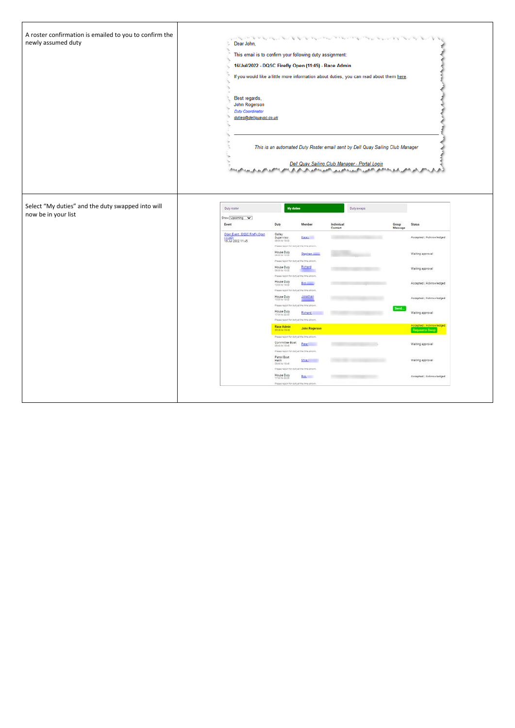| | |
|---|---|
| A roster confirmation is emailed to you to confirm the newly assumed duty | Dear John,<br><br>This email is to confirm your following duty assignment:<br><br>**16/Jul/2022 - DQSC Firefly Open (11:45) - Race Admin**<br><br>If you would like a little more information about duties, you can read about them here.<br><br>Best regards,<br>John Rogerson<br>*Duty Coordinator*<br>duties@dellquaysc.co.uk<br><br>*This is an automated Duty Roster email sent by Dell Quay Sailing Club Manager*<br><br>Dell Quay Sailing Club Manager - Portal Login |
| Select "My duties" and the duty swapped into will now be in your list | |